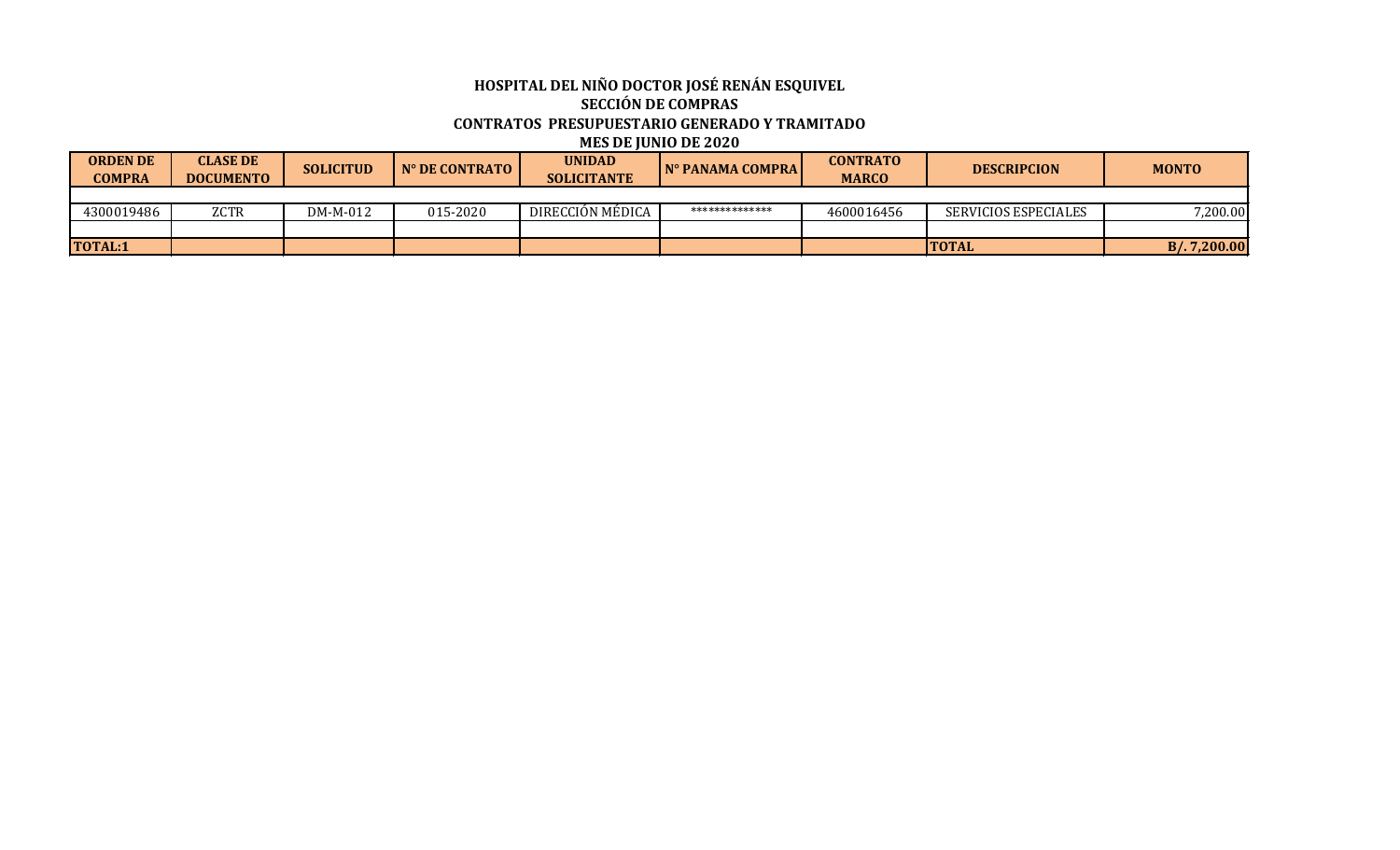# HOSPITAL DEL NIÑO DOCTOR JOSÉ RENÁN ESQUIVEL

## SECCIÓN DE COMPRAS

## CONTRATOS PRESUPUESTARIO GENERADO Y TRAMITADO

## MES DE JUNIO DE 2020

| ORDEN DE COMPRA | CLASE DE DOCUMENTO | SOLICITUD | N° DE CONTRATO | UNIDAD SOLICITANTE | N° PANAMA COMPRA | CONTRATO MARCO | DESCRIPCION | MONTO |
|---|---|---|---|---|---|---|---|---|
| | | | | | | | | |
| 4300019486 | ZCTR | DM-M-012 | 015-2020 | DIRECCIÓN MÉDICA | ************** | 4600016456 | SERVICIOS ESPECIALES | 7,200.00 |
| | | | | | | | | |
| **TOTAL:1** | | | | | | | **TOTAL** | **B/. 7,200.00** |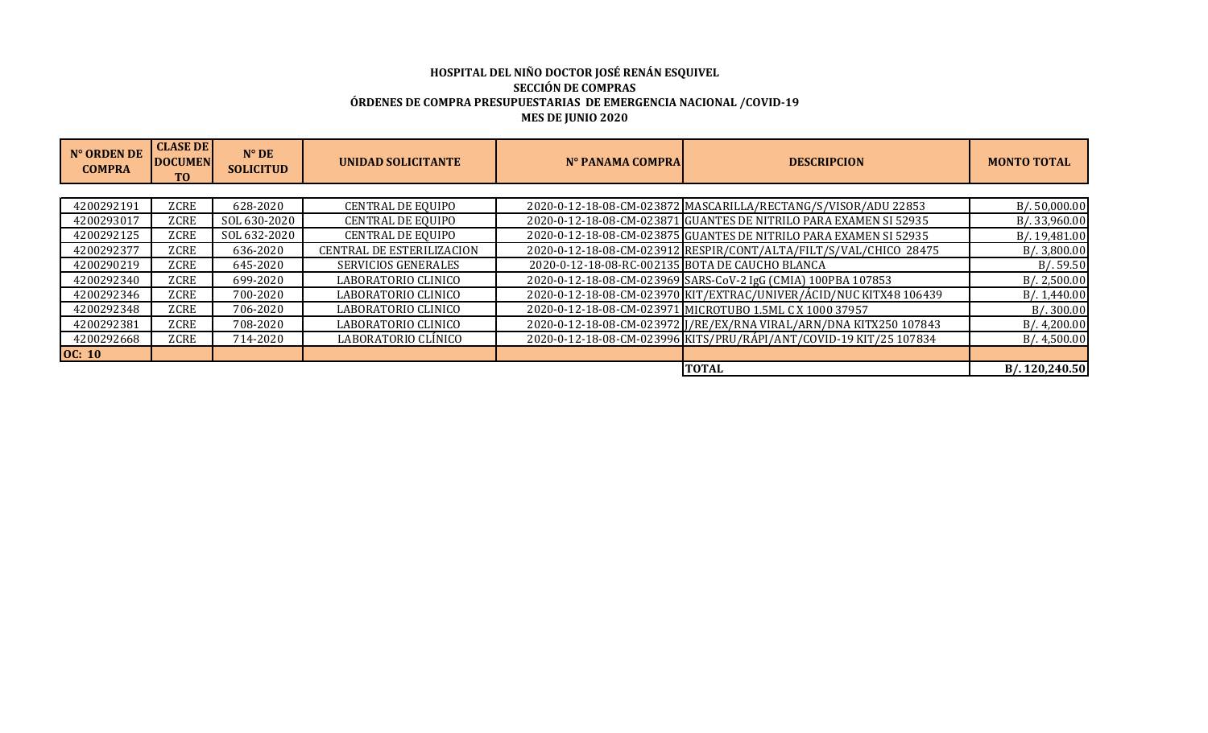**HOSPITAL DEL NIÑO DOCTOR JOSÉ RENÁN ESQUIVEL**
**SECCIÓN DE COMPRAS**
**ÓRDENES DE COMPRA PRESUPUESTARIAS DE EMERGENCIA NACIONAL /COVID-19**
**MES DE JUNIO 2020**

| N° ORDEN DE COMPRA | CLASE DE DOCUMENTO | N° DE SOLICITUD | UNIDAD SOLICITANTE | N° PANAMA COMPRA | DESCRIPCION | MONTO TOTAL |
|---|---|---|---|---|---|---|
| 4200292191 | ZCRE | 628-2020 | CENTRAL DE EQUIPO | 2020-0-12-18-08-CM-023872 | MASCARILLA/RECTANG/S/VISOR/ADU 22853 | B/. 50,000.00 |
| 4200293017 | ZCRE | SOL 630-2020 | CENTRAL DE EQUIPO | 2020-0-12-18-08-CM-023871 | GUANTES DE NITRILO PARA EXAMEN SI 52935 | B/. 33,960.00 |
| 4200292125 | ZCRE | SOL 632-2020 | CENTRAL DE EQUIPO | 2020-0-12-18-08-CM-023875 | GUANTES DE NITRILO PARA EXAMEN SI 52935 | B/. 19,481.00 |
| 4200292377 | ZCRE | 636-2020 | CENTRAL DE ESTERILIZACION | 2020-0-12-18-08-CM-023912 | RESPIR/CONT/ALTA/FILT/S/VAL/CHICO 28475 | B/. 3,800.00 |
| 4200290219 | ZCRE | 645-2020 | SERVICIOS GENERALES | 2020-0-12-18-08-RC-002135 | BOTA DE CAUCHO BLANCA | B/. 59.50 |
| 4200292340 | ZCRE | 699-2020 | LABORATORIO CLINICO | 2020-0-12-18-08-CM-023969 | SARS-CoV-2 IgG (CMIA) 100PBA 107853 | B/. 2,500.00 |
| 4200292346 | ZCRE | 700-2020 | LABORATORIO CLINICO | 2020-0-12-18-08-CM-023970 | KIT/EXTRAC/UNIVER/ÁCID/NUC KITX48 106439 | B/. 1,440.00 |
| 4200292348 | ZCRE | 706-2020 | LABORATORIO CLINICO | 2020-0-12-18-08-CM-023971 | MICROTUBO 1.5ML C X 1000 37957 | B/. 300.00 |
| 4200292381 | ZCRE | 708-2020 | LABORATORIO CLINICO | 2020-0-12-18-08-CM-023972 | J/RE/EX/RNA VIRAL/ARN/DNA KITX250 107843 | B/. 4,200.00 |
| 4200292668 | ZCRE | 714-2020 | LABORATORIO CLÍNICO | 2020-0-12-18-08-CM-023996 | KITS/PRU/RÁPI/ANT/COVID-19 KIT/25 107834 | B/. 4,500.00 |
| **OC: 10** | | | | | | |
| | | | | | **TOTAL** | **B/. 120,240.50** |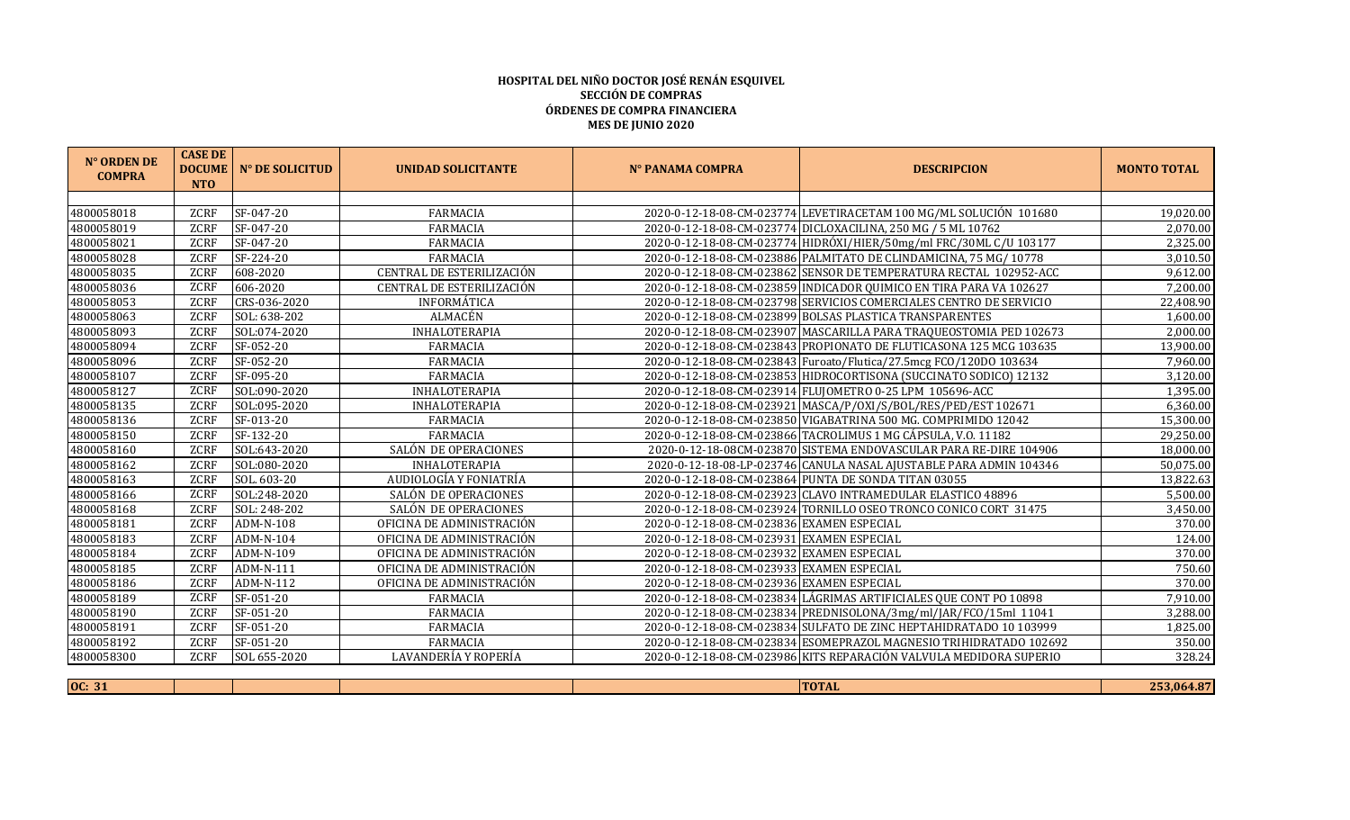**HOSPITAL DEL NIÑO DOCTOR JOSÉ RENÁN ESQUIVEL**
**SECCIÓN DE COMPRAS**
**ÓRDENES DE COMPRA FINANCIERA**
**MES DE JUNIO 2020**

| N° ORDEN DE COMPRA | CASE DE DOCUMENTO | N° DE SOLICITUD | UNIDAD SOLICITANTE | N° PANAMA COMPRA | DESCRIPCION | MONTO TOTAL |
|---|---|---|---|---|---|---|
| 4800058018 | ZCRF | SF-047-20 | FARMACIA | 2020-0-12-18-08-CM-023774 | LEVETIRACETAM 100 MG/ML SOLUCIÓN 101680 | 19,020.00 |
| 4800058019 | ZCRF | SF-047-20 | FARMACIA | 2020-0-12-18-08-CM-023774 | DICLOXACILINA, 250 MG / 5 ML 10762 | 2,070.00 |
| 4800058021 | ZCRF | SF-047-20 | FARMACIA | 2020-0-12-18-08-CM-023774 | HIDRÓXI/HIER/50mg/ml FRC/30ML C/U 103177 | 2,325.00 |
| 4800058028 | ZCRF | SF-224-20 | FARMACIA | 2020-0-12-18-08-CM-023886 | PALMITATO DE CLINDAMICINA, 75 MG/ 10778 | 3,010.50 |
| 4800058035 | ZCRF | 608-2020 | CENTRAL DE ESTERILIZACIÓN | 2020-0-12-18-08-CM-023862 | SENSOR DE TEMPERATURA RECTAL 102952-ACC | 9,612.00 |
| 4800058036 | ZCRF | 606-2020 | CENTRAL DE ESTERILIZACIÓN | 2020-0-12-18-08-CM-023859 | INDICADOR QUIMICO EN TIRA PARA VA 102627 | 7,200.00 |
| 4800058053 | ZCRF | CRS-036-2020 | INFORMÁTICA | 2020-0-12-18-08-CM-023798 | SERVICIOS COMERCIALES CENTRO DE SERVICIO | 22,408.90 |
| 4800058063 | ZCRF | SOL: 638-202 | ALMACÉN | 2020-0-12-18-08-CM-023899 | BOLSAS PLASTICA TRANSPARENTES | 1,600.00 |
| 4800058093 | ZCRF | SOL:074-2020 | INHALOTERAPIA | 2020-0-12-18-08-CM-023907 | MASCARILLA PARA TRAQUEOSTOMIA PED 102673 | 2,000.00 |
| 4800058094 | ZCRF | SF-052-20 | FARMACIA | 2020-0-12-18-08-CM-023843 | PROPIONATO DE FLUTICASONA 125 MCG 103635 | 13,900.00 |
| 4800058096 | ZCRF | SF-052-20 | FARMACIA | 2020-0-12-18-08-CM-023843 | Furoato/Flutica/27.5mcg FCO/120DO 103634 | 7,960.00 |
| 4800058107 | ZCRF | SF-095-20 | FARMACIA | 2020-0-12-18-08-CM-023853 | HIDROCORTISONA (SUCCINATO SODICO) 12132 | 3,120.00 |
| 4800058127 | ZCRF | SOL:090-2020 | INHALOTERAPIA | 2020-0-12-18-08-CM-023914 | FLUJOMETRO 0-25 LPM 105696-ACC | 1,395.00 |
| 4800058135 | ZCRF | SOL:095-2020 | INHALOTERAPIA | 2020-0-12-18-08-CM-023921 | MASCA/P/OXI/S/BOL/RES/PED/EST 102671 | 6,360.00 |
| 4800058136 | ZCRF | SF-013-20 | FARMACIA | 2020-0-12-18-08-CM-023850 | VIGABATRINA 500 MG. COMPRIMIDO 12042 | 15,300.00 |
| 4800058150 | ZCRF | SF-132-20 | FARMACIA | 2020-0-12-18-08-CM-023866 | TACROLIMUS 1 MG CÁPSULA, V.O. 11182 | 29,250.00 |
| 4800058160 | ZCRF | SOL:643-2020 | SALÓN DE OPERACIONES | 2020-0-12-18-08CM-023870 | SISTEMA ENDOVASCULAR PARA RE-DIRE 104906 | 18,000.00 |
| 4800058162 | ZCRF | SOL:080-2020 | INHALOTERAPIA | 2020-0-12-18-08-LP-023746 | CANULA NASAL AJUSTABLE PARA ADMIN 104346 | 50,075.00 |
| 4800058163 | ZCRF | SOL. 603-20 | AUDIOLOGÍA Y FONIATRÍA | 2020-0-12-18-08-CM-023864 | PUNTA DE SONDA TITAN 03055 | 13,822.63 |
| 4800058166 | ZCRF | SOL:248-2020 | SALÓN DE OPERACIONES | 2020-0-12-18-08-CM-023923 | CLAVO INTRAMEDULAR ELASTICO 48896 | 5,500.00 |
| 4800058168 | ZCRF | SOL: 248-202 | SALÓN DE OPERACIONES | 2020-0-12-18-08-CM-023924 | TORNILLO OSEO TRONCO CONICO CORT 31475 | 3,450.00 |
| 4800058181 | ZCRF | ADM-N-108 | OFICINA DE ADMINISTRACIÓN | 2020-0-12-18-08-CM-023836 | EXAMEN ESPECIAL | 370.00 |
| 4800058183 | ZCRF | ADM-N-104 | OFICINA DE ADMINISTRACIÓN | 2020-0-12-18-08-CM-023931 | EXAMEN ESPECIAL | 124.00 |
| 4800058184 | ZCRF | ADM-N-109 | OFICINA DE ADMINISTRACIÓN | 2020-0-12-18-08-CM-023932 | EXAMEN ESPECIAL | 370.00 |
| 4800058185 | ZCRF | ADM-N-111 | OFICINA DE ADMINISTRACIÓN | 2020-0-12-18-08-CM-023933 | EXAMEN ESPECIAL | 750.60 |
| 4800058186 | ZCRF | ADM-N-112 | OFICINA DE ADMINISTRACIÓN | 2020-0-12-18-08-CM-023936 | EXAMEN ESPECIAL | 370.00 |
| 4800058189 | ZCRF | SF-051-20 | FARMACIA | 2020-0-12-18-08-CM-023834 | LÁGRIMAS ARTIFICIALES QUE CONT PO 10898 | 7,910.00 |
| 4800058190 | ZCRF | SF-051-20 | FARMACIA | 2020-0-12-18-08-CM-023834 | PREDNISOLONA/3mg/ml/JAR/FCO/15ml 11041 | 3,288.00 |
| 4800058191 | ZCRF | SF-051-20 | FARMACIA | 2020-0-12-18-08-CM-023834 | SULFATO DE ZINC HEPTAHIDRATADO 10 103999 | 1,825.00 |
| 4800058192 | ZCRF | SF-051-20 | FARMACIA | 2020-0-12-18-08-CM-023834 | ESOMEPRAZOL MAGNESIO TRIHIDRATADO 102692 | 350.00 |
| 4800058300 | ZCRF | SOL 655-2020 | LAVANDERÍA Y ROPERÍA | 2020-0-12-18-08-CM-023986 | KITS REPARACIÓN VALVULA MEDIDORA SUPERIO | 328.24 |
| **OC: 31** | | | | | **TOTAL** | **253,064.87** |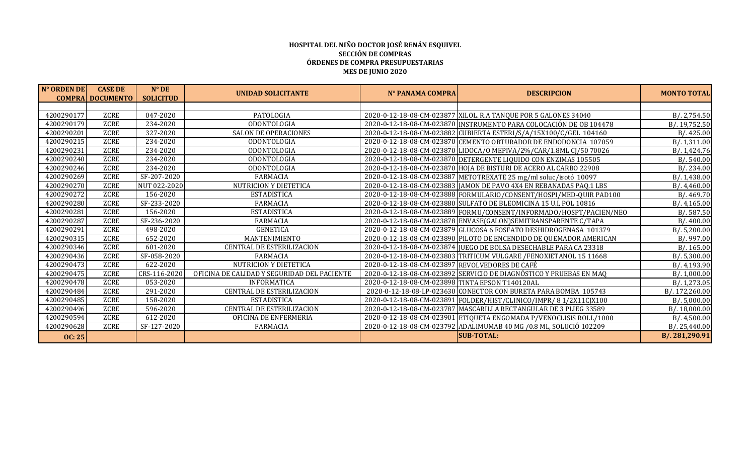**HOSPITAL DEL NIÑO DOCTOR JOSÉ RENÁN ESQUIVEL**
**SECCIÓN DE COMPRAS**
**ÓRDENES DE COMPRA PRESUPUESTARIAS**
**MES DE JUNIO 2020**

| N° ORDEN DE COMPRA | CASE DE DOCUMENTO | N° DE SOLICITUD | UNIDAD SOLICITANTE | N° PANAMA COMPRA | DESCRIPCION | MONTO TOTAL |
|---|---|---|---|---|---|---|
| | | | | | | |
| 4200290177 | ZCRE | 047-2020 | PATOLOGIA | 2020-0-12-18-08-CM-023877 | XILOL. R.A TANQUE POR 5 GALONES 34040 | B/. 2,754.50 |
| 4200290179 | ZCRE | 234-2020 | ODONTOLOGIA | 2020-0-12-18-08-CM-023870 | INSTRUMENTO PARA COLOCACIÓN DE OB 104478 | B/. 19,752.50 |
| 4200290201 | ZCRE | 327-2020 | SALON DE OPERACIONES | 2020-0-12-18-08-CM-023882 | CUBIERTA ESTERI/S/A/15X100/C/GEL 104160 | B/. 425.00 |
| 4200290215 | ZCRE | 234-2020 | ODONTOLOGIA | 2020-0-12-18-08-CM-023870 | CEMENTO OBTURADOR DE ENDODONCIA 107059 | B/. 1,311.00 |
| 4200290231 | ZCRE | 234-2020 | ODONTOLOGIA | 2020-0-12-18-08-CM-023870 | LIDOCA/O MEPIVA/2%/CAR/1.8ML CJ/50 70026 | B/. 1,424.76 |
| 4200290240 | ZCRE | 234-2020 | ODONTOLOGIA | 2020-0-12-18-08-CM-023870 | DETERGENTE LIQUIDO CON ENZIMAS 105505 | B/. 540.00 |
| 4200290246 | ZCRE | 234-2020 | ODONTOLOGIA | 2020-0-12-18-08-CM-023870 | HOJA DE BISTURI DE ACERO AL CARBO 22908 | B/. 234.00 |
| 4200290269 | ZCRE | SF-207-2020 | FARMACIA | 2020-0-12-18-08-CM-023887 | METOTREXATE 25 mg/ml soluc/isotó 10097 | B/. 1,438.00 |
| 4200290270 | ZCRE | NUT 022-2020 | NUTRICION Y DIETETICA | 2020-0-12-18-08-CM-023883 | JAMON DE PAVO 4X4 EN REBANADAS PAQ.1 LBS | B/. 4,460.00 |
| 4200290272 | ZCRE | 156-2020 | ESTADISTICA | 2020-0-12-18-08-CM-023888 | FORMULARIO/CONSENT/HOSPI/MED-QUIR PAD100 | B/. 469.70 |
| 4200290280 | ZCRE | SF-233-2020 | FARMACIA | 2020-0-12-18-08-CM-023880 | SULFATO DE BLEOMICINA 15 U.I, POL 10816 | B/. 4,165.00 |
| 4200290281 | ZCRE | 156-2020 | ESTADISTICA | 2020-0-12-18-08-CM-023889 | FORMU/CONSENT/INFORMADO/HOSPT/PACIEN/NEO | B/. 587.50 |
| 4200290287 | ZCRE | SF-236-2020 | FARMACIA | 2020-0-12-18-08-CM-023878 | ENVASE(GALON)SEMITRANSPARENTE C/TAPA | B/. 400.00 |
| 4200290291 | ZCRE | 498-2020 | GENETICA | 2020-0-12-18-08-CM-023879 | GLUCOSA 6 FOSFATO DESHIDROGENASA 101379 | B/. 5,200.00 |
| 4200290315 | ZCRE | 652-2020 | MANTENIMIENTO | 2020-0-12-18-08-CM-023890 | PILOTO DE ENCENDIDO DE QUEMADOR AMERICAN | B/. 997.00 |
| 4200290346 | ZCRE | 601-2020 | CENTRAL DE ESTERILIZACION | 2020-0-12-18-08-CM-023874 | JUEGO DE BOLSA DESECHABLE PARA CA 23318 | B/. 165.00 |
| 4200290436 | ZCRE | SF-058-2020 | FARMACIA | 2020-0-12-18-08-CM-023803 | TRITICUM VULGARE /FENOXIETANOL 15 11668 | B/. 5,300.00 |
| 4200290473 | ZCRE | 622-2020 | NUTRICION Y DIETETICA | 2020-0-12-18-08-CM-023897 | REVOLVEDORES DE CAFÉ | B/. 4,193.90 |
| 4200290475 | ZCRE | CRS-116-2020 | OFICINA DE CALIDAD Y SEGURIDAD DEL PACIENTE | 2020-0-12-18-08-CM-023892 | SERVICIO DE DIAGNÓSTICO Y PRUEBAS EN MAQ | B/. 1,000.00 |
| 4200290478 | ZCRE | 053-2020 | INFORMATICA | 2020-0-12-18-08-CM-023898 | TINTA EPSON T140120AL | B/. 1,273.05 |
| 4200290484 | ZCRE | 291-2020 | CENTRAL DE ESTERILIZACION | 2020-0-12-18-08-LP-023630 | CONECTOR CON BURETA PARA BOMBA 105743 | B/. 172,260.00 |
| 4200290485 | ZCRE | 158-2020 | ESTADISTICA | 2020-0-12-18-08-CM-023891 | FOLDER/HIST/CLINICO/IMPR/ 8 1/2X11CJX100 | B/. 5,000.00 |
| 4200290496 | ZCRE | 596-2020 | CENTRAL DE ESTERILIZACION | 2020-0-12-18-08-CM-023787 | MASCARILLA RECTANGULAR DE 3 PLIEG 33589 | B/. 18,000.00 |
| 4200290594 | ZCRE | 612-2020 | OFICINA DE ENFERMERIA | 2020-0-12-18-08-CM-023901 | ETIQUETA ENGOMADA P/VENOCLISIS ROLL/1000 | B/. 4,500.00 |
| 4200290628 | ZCRE | SF-127-2020 | FARMACIA | 2020-0-12-18-08-CM-023792 | ADALIMUMAB 40 MG /0.8 ML, SOLUCIÓ 102209 | B/. 25,440.00 |
| **OC: 25** | | | | | **SUB-TOTAL:** | **B/. 281,290.91** |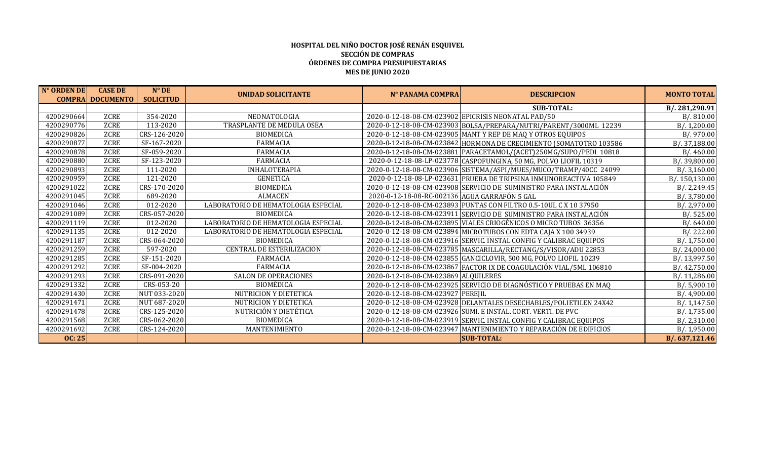**HOSPITAL DEL NIÑO DOCTOR JOSÉ RENÁN ESQUIVEL**
**SECCIÓN DE COMPRAS**
**ÓRDENES DE COMPRA PRESUPUESTARIAS**
**MES DE JUNIO 2020**

| N° ORDEN DE COMPRA | CASE DE DOCUMENTO | N° DE SOLICITUD | UNIDAD SOLICITANTE | N° PANAMA COMPRA | DESCRIPCION | MONTO TOTAL |
|---|---|---|---|---|---|---|
| | | | | | **SUB-TOTAL:** | **B/. 281,290.91** |
| 4200290664 | ZCRE | 354-2020 | NEONATOLOGIA | 2020-0-12-18-08-CM-023902 | EPICRISIS NEONATAL PAD/50 | B/. 810.00 |
| 4200290776 | ZCRE | 113-2020 | TRASPLANTE DE MEDULA OSEA | 2020-0-12-18-08-CM-023903 | BOLSA/PREPARA/NUTRI/PARENT/3000ML 12239 | B/. 1,200.00 |
| 4200290826 | ZCRE | CRS-126-2020 | BIOMEDICA | 2020-0-12-18-08-CM-023905 | MANT Y REP DE MAQ Y OTROS EQUIPOS | B/. 970.00 |
| 4200290877 | ZCRE | SF-167-2020 | FARMACIA | 2020-0-12-18-08-CM-023842 | HORMONA DE CRECIMIENTO (SOMATOTRO 103586 | B/. 37,188.00 |
| 4200290878 | ZCRE | SF-059-2020 | FARMACIA | 2020-0-12-18-08-CM-023881 | PARACETAMOL/(ACET)250MG/SUPO/PEDI 10818 | B/. 460.00 |
| 4200290880 | ZCRE | SF-123-2020 | FARMACIA | 2020-0-12-18-08-LP-023778 | CASPOFUNGINA, 50 MG, POLVO LIOFIL 10319 | B/. 39,800.00 |
| 4200290893 | ZCRE | 111-2020 | INHALOTERAPIA | 2020-0-12-18-08-CM-023906 | SISTEMA/ASPI/MUES/MUCO/TRAMP/40CC 24099 | B/. 3,160.00 |
| 4200290959 | ZCRE | 121-2020 | GENETICA | 2020-0-12-18-08-LP-023631 | PRUEBA DE TRIPSINA INMUNOREACTIVA 105849 | B/. 150,130.00 |
| 4200291022 | ZCRE | CRS-170-2020 | BIOMEDICA | 2020-0-12-18-08-CM-023908 | SERVICIO DE SUMINISTRO PARA INSTALACIÓN | B/. 2,249.45 |
| 4200291045 | ZCRE | 689-2020 | ALMACEN | 2020-0-12-18-08-RC-002136 | AGUA GARRAFÓN 5 GAL | B/. 3,780.00 |
| 4200291046 | ZCRE | 012-2020 | LABORATORIO DE HEMATOLOGIA ESPECIAL | 2020-0-12-18-08-CM-023893 | PUNTAS CON FILTRO 0.5-10UL C X 10 37950 | B/. 2,970.00 |
| 4200291089 | ZCRE | CRS-057-2020 | BIOMEDICA | 2020-0-12-18-08-CM-023911 | SERVICIO DE SUMINISTRO PARA INSTALACIÓN | B/. 525.00 |
| 4200291119 | ZCRE | 012-2020 | LABORATORIO DE HEMATOLOGIA ESPECIAL | 2020-0-12-18-08-CM-023895 | VIALES CRIOGÉNICOS O MICRO TUBOS 36356 | B/. 640.00 |
| 4200291135 | ZCRE | 012-2020 | LABORATORIO DE HEMATOLOGIA ESPECIAL | 2020-0-12-18-08-CM-023894 | MICROTUBOS CON EDTA CAJA X 100 34939 | B/. 222.00 |
| 4200291187 | ZCRE | CRS-064-2020 | BIOMEDICA | 2020-0-12-18-08-CM-023916 | SERVIC. INSTAL CONFIG Y CALIBRAC EQUIPOS | B/. 1,750.00 |
| 4200291259 | ZCRE | 597-2020 | CENTRAL DE ESTERILIZACION | 2020-0-12-18-08-CM-023785 | MASCARILLA/RECTANG/S/VISOR/ADU 22853 | B/. 24,000.00 |
| 4200291285 | ZCRE | SF-151-2020 | FARMACIA | 2020-0-12-18-08-CM-023855 | GANCICLOVIR, 500 MG, POLVO LIOFIL 10239 | B/. 13,997.50 |
| 4200291292 | ZCRE | SF-004-2020 | FARMACIA | 2020-0-12-18-08-CM-023867 | FACTOR IX DE COAGULACIÓN VIAL/5ML 106810 | B/. 42,750.00 |
| 4200291293 | ZCRE | CRS-091-2020 | SALON DE OPERACIONES | 2020-0-12-18-08-CM-023869 | ALQUILERES | B/. 11,286.00 |
| 4200291332 | ZCRE | CRS-053-20 | BIOMÉDICA | 2020-0-12-18-08-CM-023925 | SERVICIO DE DIAGNÓSTICO Y PRUEBAS EN MAQ | B/. 5,900.10 |
| 4200291430 | ZCRE | NUT 033-2020 | NUTRICION Y DIETETICA | 2020-0-12-18-08-CM-023927 | PEREJIL | B/. 4,900.00 |
| 4200291471 | ZCRE | NUT 687-2020 | NUTRICION Y DIETETICA | 2020-0-12-18-08-CM-023928 | DELANTALES DESECHABLES/POLIETILEN 24X42 | B/. 1,147.50 |
| 4200291478 | ZCRE | CRS-125-2020 | NUTRICIÓN Y DIETÉTICA | 2020-0-12-18-08-CM-023926 | SUMI. E INSTAL. CORT. VERTI. DE PVC | B/. 1,735.00 |
| 4200291568 | ZCRE | CRS-062-2020 | BIOMEDICA | 2020-0-12-18-08-CM-023919 | SERVIC. INSTAL CONFIG Y CALIBRAC EQUIPOS | B/. 2,310.00 |
| 4200291692 | ZCRE | CRS-124-2020 | MANTENIMIENTO | 2020-0-12-18-08-CM-023947 | MANTENIMIENTO Y REPARACIÓN DE EDIFICIOS | B/. 1,950.00 |
| **OC: 25** | | | | | **SUB-TOTAL:** | **B/. 637,121.46** |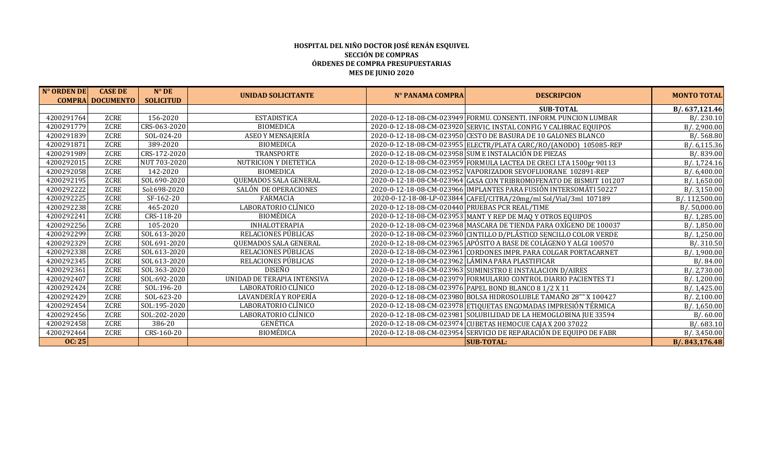**HOSPITAL DEL NIÑO DOCTOR JOSÉ RENÁN ESQUIVEL**
**SECCIÓN DE COMPRAS**
**ÓRDENES DE COMPRA PRESUPUESTARIAS**
**MES DE JUNIO 2020**

| N° ORDEN DE COMPRA | CASE DE DOCUMENTO | N° DE SOLICITUD | UNIDAD SOLICITANTE | N° PANAMA COMPRA | DESCRIPCION | MONTO TOTAL |
|---|---|---|---|---|---|---|
| | | | | | **SUB-TOTAL** | **B/. 637,121.46** |
| 4200291764 | ZCRE | 156-2020 | ESTADISTICA | 2020-0-12-18-08-CM-023949 | FORMU. CONSENTI. INFORM. PUNCION LUMBAR | B/. 230.10 |
| 4200291779 | ZCRE | CRS-063-2020 | BIOMEDICA | 2020-0-12-18-08-CM-023920 | SERVIC. INSTAL CONFIG Y CALIBRAC EQUIPOS | B/. 2,900.00 |
| 4200291839 | ZCRE | SOL-024-20 | ASEO Y MENSAJERÍA | 2020-0-12-18-08-CM-023950 | CESTO DE BASURA DE 10 GALONES BLANCO | B/. 568.80 |
| 4200291871 | ZCRE | 389-2020 | BIOMEDICA | 2020-0-12-18-08-CM-023955 | ELECTR/PLATA CARC/RO/(ANODO) 105085-REP | B/. 6,115.36 |
| 4200291989 | ZCRE | CRS-172-2020 | TRANSPORTE | 2020-0-12-18-08-CM-023958 | SUM E INSTALACIÓN DE PIEZAS | B/. 839.00 |
| 4200292015 | ZCRE | NUT 703-2020 | NUTRICION Y DIETETICA | 2020-0-12-18-08-CM-023959 | FORMULA LACTEA DE CRECI LTA 1500gr 90113 | B/. 1,724.16 |
| 4200292058 | ZCRE | 142-2020 | BIOMEDICA | 2020-0-12-18-08-CM-023952 | VAPORIZADOR SEVOFLUORANE 102891-REP | B/. 6,400.00 |
| 4200292195 | ZCRE | SOL 690-2020 | QUEMADOS SALA GENERAL | 2020-0-12-18-08-CM-023964 | GASA CON TRIBROMOFENATO DE BISMUT 101207 | B/. 1,650.00 |
| 4200292222 | ZCRE | Sol:698-2020 | SALÓN DE OPERACIONES | 2020-0-12-18-08-CM-023966 | IMPLANTES PARA FUSIÓN INTERSOMÁTI 50227 | B/. 3,150.00 |
| 4200292225 | ZCRE | SF-162-20 | FARMACIA | 2020-0-12-18-08-LP-023844 | CAFEÍ/CITRA/20mg/ml Sol/Vial/3ml 107189 | B/. 112,500.00 |
| 4200292238 | ZCRE | 465-2020 | LABORATORIO CLÍNICO | 2020-0-12-18-08-CM-020440 | PRUEBAS PCR REAL/TIME | B/. 50,000.00 |
| 4200292241 | ZCRE | CRS-118-20 | BIOMÉDICA | 2020-0-12-18-08-CM-023953 | MANT Y REP DE MAQ Y OTROS EQUIPOS | B/. 1,285.00 |
| 4200292256 | ZCRE | 105-2020 | INHALOTERAPIA | 2020-0-12-18-08-CM-023968 | MASCARA DE TIENDA PARA OXÍGENO DE 100037 | B/. 1,850.00 |
| 4200292299 | ZCRE | SOL 613-2020 | RELACIONES PÚBLICAS | 2020-0-12-18-08-CM-023960 | CINTILLO D/PLÁSTICO SENCILLO COLOR VERDE | B/. 1,250.00 |
| 4200292329 | ZCRE | SOL 691-2020 | QUEMADOS SALA GENERAL | 2020-0-12-18-08-CM-023965 | APÓSITO A BASE DE COLÁGENO Y ALGI 100570 | B/. 310.50 |
| 4200292338 | ZCRE | SOL 613-2020 | RELACIONES PÚBLICAS | 2020-0-12-18-08-CM-023961 | CORDONES IMPR. PARA COLGAR PORTACARNET | B/. 1,900.00 |
| 4200292345 | ZCRE | SOL 613-2020 | RELACIONES PÚBLICAS | 2020-0-12-18-08-CM-023962 | LÁMINA PARA PLASTIFICAR | B/. 84.00 |
| 4200292361 | ZCRE | SOL 363-2020 | DISEÑO | 2020-0-12-18-08-CM-023963 | SUMINISTRO E INSTALACION D/AIRES | B/. 2,730.00 |
| 4200292407 | ZCRE | SOL:692-2020 | UNIDAD DE TERAPIA INTENSIVA | 2020-0-12-18-08-CM-023979 | FORMULARIO CONTROL DIARIO PACIENTES T.I | B/. 1,200.00 |
| 4200292424 | ZCRE | SOL:196-20 | LABORATORIO CLÍNICO | 2020-0-12-18-08-CM-023976 | PAPEL BOND BLANCO 8 1/2 X 11 | B/. 1,425.00 |
| 4200292429 | ZCRE | SOL-623-20 | LAVANDERÍA Y ROPERÍA | 2020-0-12-18-08-CM-023980 | BOLSA HIDROSOLUBLE TAMAÑO 28"" X 100427 | B/. 2,100.00 |
| 4200292454 | ZCRE | SOL:195-2020 | LABORATORIO CLÍNICO | 2020-0-12-18-08-CM-023978 | ETIQUETAS ENGOMADAS IMPRESIÓN TÉRMICA | B/. 1,650.00 |
| 4200292456 | ZCRE | SOL:202-2020 | LABORATORIO CLÍNICO | 2020-0-12-18-08-CM-023981 | SOLUBILIDAD DE LA HEMOGLOBINA JUE 33594 | B/. 60.00 |
| 4200292458 | ZCRE | 386-20 | GENÉTICA | 2020-0-12-18-08-CM-023974 | CUBETAS HEMOCUE CAJA X 200 37022 | B/. 683.10 |
| 4200292464 | ZCRE | CRS-160-20 | BIOMÉDICA | 2020-0-12-18-08-CM-023954 | SERVICIO DE REPARACIÓN DE EQUIPO DE FABR | B/. 3,450.00 |
| **OC: 25** | | | | | **SUB-TOTAL:** | **B/. 843,176.48** |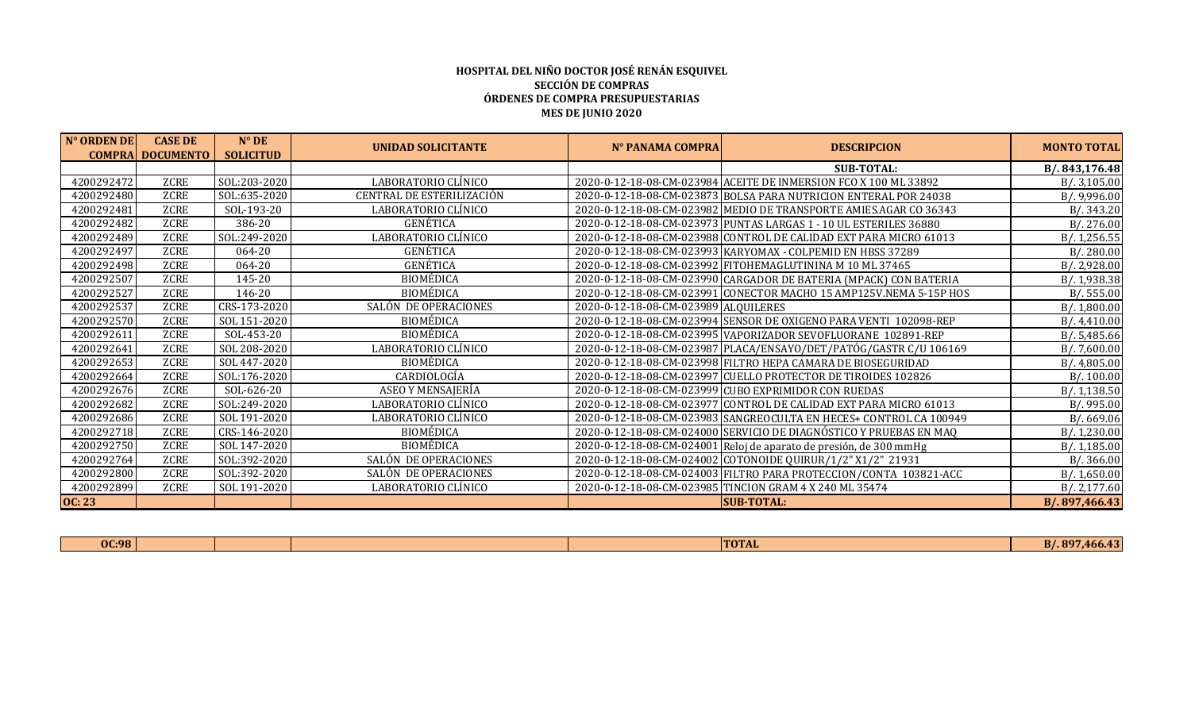**HOSPITAL DEL NIÑO DOCTOR JOSÉ RENÁN ESQUIVEL**
**SECCIÓN DE COMPRAS**
**ÓRDENES DE COMPRA PRESUPUESTARIAS**
**MES DE JUNIO 2020**

| N° ORDEN DE COMPRA | CASE DE DOCUMENTO | N° DE SOLICITUD | UNIDAD SOLICITANTE | N° PANAMA COMPRA | DESCRIPCION | MONTO TOTAL |
|---|---|---|---|---|---|---|
| | | | | | **SUB-TOTAL:** | **B/. 843,176.48** |
| 4200292472 | ZCRE | SOL:203-2020 | LABORATORIO CLÍNICO | 2020-0-12-18-08-CM-023984 | ACEITE DE INMERSION FCO X 100 ML 33892 | B/. 3,105.00 |
| 4200292480 | ZCRE | SOL:635-2020 | CENTRAL DE ESTERILIZACIÓN | 2020-0-12-18-08-CM-023873 | BOLSA PARA NUTRICION ENTERAL POR 24038 | B/. 9,996.00 |
| 4200292481 | ZCRE | SOL-193-20 | LABORATORIO CLÍNICO | 2020-0-12-18-08-CM-023982 | MEDIO DE TRANSPORTE AMIES.AGAR CO 36343 | B/. 343.20 |
| 4200292482 | ZCRE | 386-20 | GENÉTICA | 2020-0-12-18-08-CM-023973 | PUNTAS LARGAS 1 - 10 UL ESTERILES 36880 | B/. 276.00 |
| 4200292489 | ZCRE | SOL:249-2020 | LABORATORIO CLÍNICO | 2020-0-12-18-08-CM-023988 | CONTROL DE CALIDAD EXT PARA MICRO 61013 | B/. 1,256.55 |
| 4200292497 | ZCRE | 064-20 | GENÉTICA | 2020-0-12-18-08-CM-023993 | KARYOMAX - COLPEMID EN HBSS 37289 | B/. 280.00 |
| 4200292498 | ZCRE | 064-20 | GENÉTICA | 2020-0-12-18-08-CM-023992 | FITOHEMAGLUTININA M 10 ML 37465 | B/. 2,928.00 |
| 4200292507 | ZCRE | 145-20 | BIOMÉDICA | 2020-0-12-18-08-CM-023990 | CARGADOR DE BATERIA (MPACK) CON BATERIA | B/. 1,938.38 |
| 4200292527 | ZCRE | 146-20 | BIOMÉDICA | 2020-0-12-18-08-CM-023991 | CONECTOR MACHO 15 AMP125V.NEMA 5-15P HOS | B/. 555.00 |
| 4200292537 | ZCRE | CRS-173-2020 | SALÓN DE OPERACIONES | 2020-0-12-18-08-CM-023989 | ALQUILERES | B/. 1,800.00 |
| 4200292570 | ZCRE | SOL 151-2020 | BIOMÉDICA | 2020-0-12-18-08-CM-023994 | SENSOR DE OXIGENO PARA VENTI 102098-REP | B/. 4,410.00 |
| 4200292611 | ZCRE | SOL-453-20 | BIOMÉDICA | 2020-0-12-18-08-CM-023995 | VAPORIZADOR SEVOFLUORANE 102891-REP | B/. 5,485.66 |
| 4200292641 | ZCRE | SOL 208-2020 | LABORATORIO CLÍNICO | 2020-0-12-18-08-CM-023987 | PLACA/ENSAYO/DET/PATÓG/GASTR C/U 106169 | B/. 7,600.00 |
| 4200292653 | ZCRE | SOL 447-2020 | BIOMÉDICA | 2020-0-12-18-08-CM-023998 | FILTRO HEPA CAMARA DE BIOSEGURIDAD | B/. 4,805.00 |
| 4200292664 | ZCRE | SOL:176-2020 | CARDIOLOGÍA | 2020-0-12-18-08-CM-023997 | CUELLO PROTECTOR DE TIROIDES 102826 | B/. 100.00 |
| 4200292676 | ZCRE | SOL-626-20 | ASEO Y MENSAJERÍA | 2020-0-12-18-08-CM-023999 | CUBO EXPRIMIDOR CON RUEDAS | B/. 1,138.50 |
| 4200292682 | ZCRE | SOL:249-2020 | LABORATORIO CLÍNICO | 2020-0-12-18-08-CM-023977 | CONTROL DE CALIDAD EXT PARA MICRO 61013 | B/. 995.00 |
| 4200292686 | ZCRE | SOL 191-2020 | LABORATORIO CLÍNICO | 2020-0-12-18-08-CM-023983 | SANGREOCULTA EN HECES+ CONTROL CA 100949 | B/. 669.06 |
| 4200292718 | ZCRE | CRS-146-2020 | BIOMÉDICA | 2020-0-12-18-08-CM-024000 | SERVICIO DE DIAGNÓSTICO Y PRUEBAS EN MAQ | B/. 1,230.00 |
| 4200292750 | ZCRE | SOL 147-2020 | BIOMÉDICA | 2020-0-12-18-08-CM-024001 | Reloj de aparato de presión, de 300 mmHg | B/. 1,185.00 |
| 4200292764 | ZCRE | SOL:392-2020 | SALÓN DE OPERACIONES | 2020-0-12-18-08-CM-024002 | COTONOIDE QUIRUR/1/2" X1/2" 21931 | B/. 366.00 |
| 4200292800 | ZCRE | SOL:392-2020 | SALÓN DE OPERACIONES | 2020-0-12-18-08-CM-024003 | FILTRO PARA PROTECCION/CONTA 103821-ACC | B/. 1,650.00 |
| 4200292899 | ZCRE | SOL 191-2020 | LABORATORIO CLÍNICO | 2020-0-12-18-08-CM-023985 | TINCION GRAM 4 X 240 ML 35474 | B/. 2,177.60 |
| **OC: 23** | | | | | **SUB-TOTAL:** | **B/. 897,466.43** |

| | | | | | | |
|---|---|---|---|---|---|---|
| **OC:98** | | | | | **TOTAL** | **B/. 897,466.43** |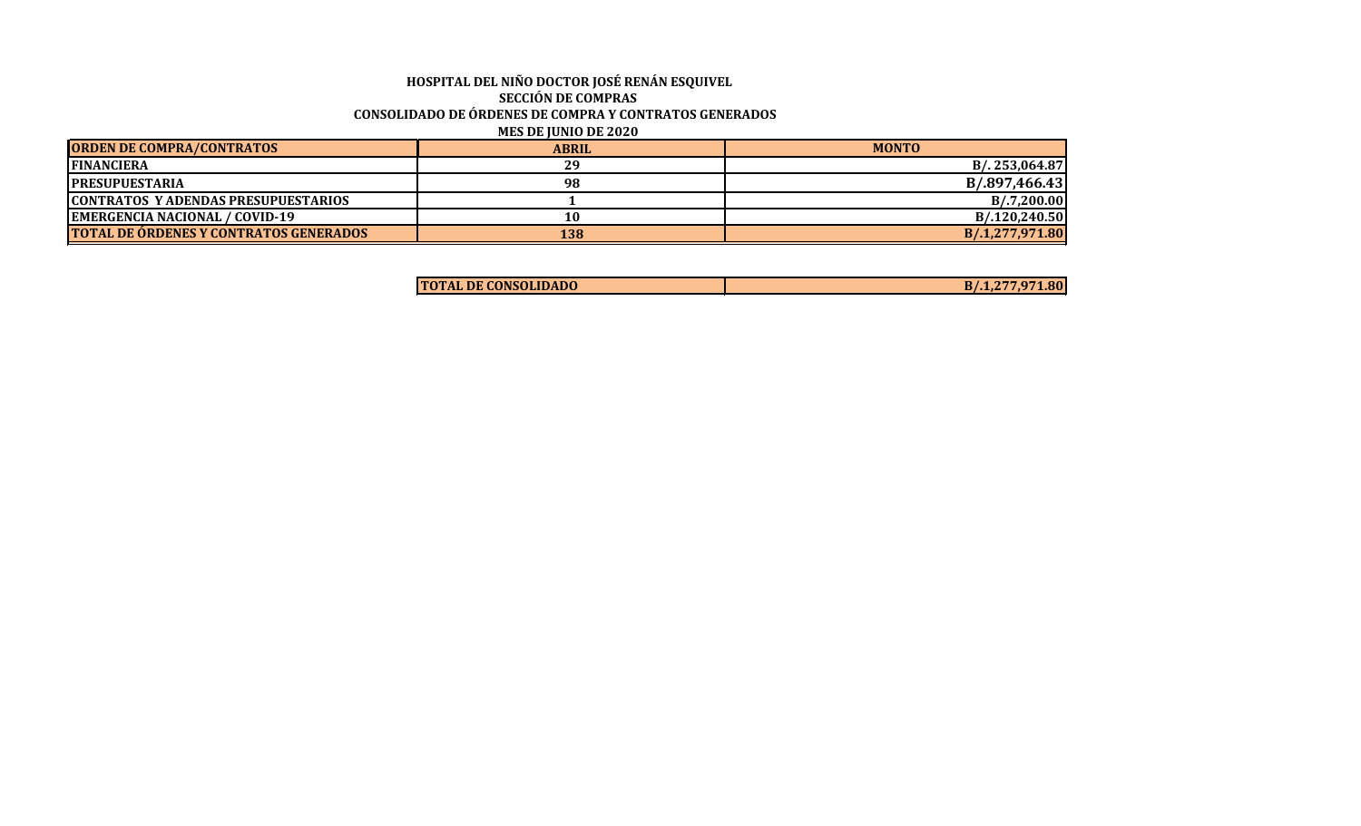**HOSPITAL DEL NIÑO DOCTOR JOSÉ RENÁN ESQUIVEL**
**SECCIÓN DE COMPRAS**
**CONSOLIDADO DE ÓRDENES DE COMPRA Y CONTRATOS GENERADOS**
**MES DE JUNIO DE 2020**

| ORDEN DE COMPRA/CONTRATOS | ABRIL | MONTO |
|---|---|---|
| FINANCIERA | 29 | B/. 253,064.87 |
| PRESUPUESTARIA | 98 | B/.897,466.43 |
| CONTRATOS Y ADENDAS PRESUPUESTARIOS | 1 | B/.7,200.00 |
| EMERGENCIA NACIONAL / COVID-19 | 10 | B/.120,240.50 |
| TOTAL DE ÓRDENES Y CONTRATOS GENERADOS | 138 | B/.1,277,971.80 |

| | |
|---|---|
| TOTAL DE CONSOLIDADO | B/.1,277,971.80 |